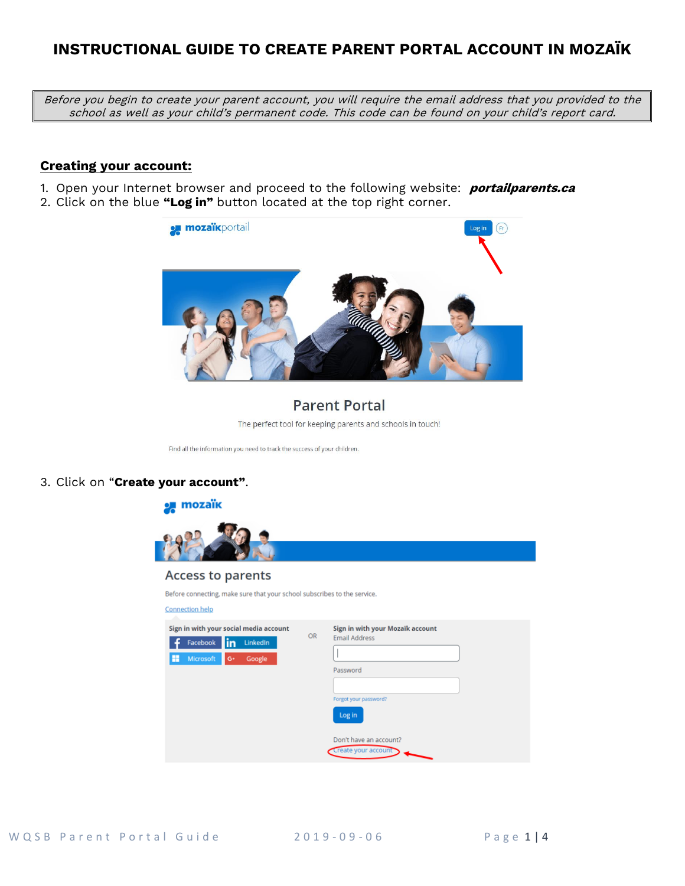# INSTRUCTIONAL GUIDE TO CREATE PARENT PORTAL ACCOUNT IN MOZAÏK

*Before you begin to create your parent account, you will require the email address that you provided to the school as well as your child's permanent code. This code can be found on your child's report card.*

## Creating your account:

1. Open your Internet browser and proceed to the following website: ***portailparents.ca***
2. Click on the blue **"Log in"** button located at the top right corner.

3. Click on "**Create your account**".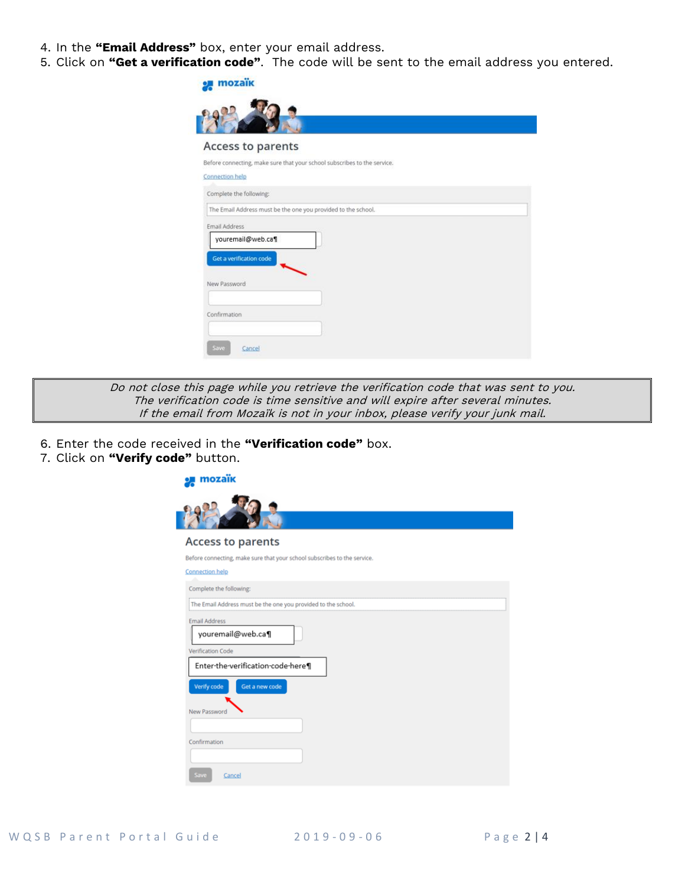4. In the **"Email Address"** box, enter your email address.
5. Click on **"Get a verification code"**. The code will be sent to the email address you entered.

| *Do not close this page while you retrieve the verification code that was sent to you.* *The verification code is time sensitive and will expire after several minutes.* *If the email from Mozaïk is not in your inbox, please verify your junk mail.* |
|---|

6. Enter the code received in the **"Verification code"** box.
7. Click on **"Verify code"** button.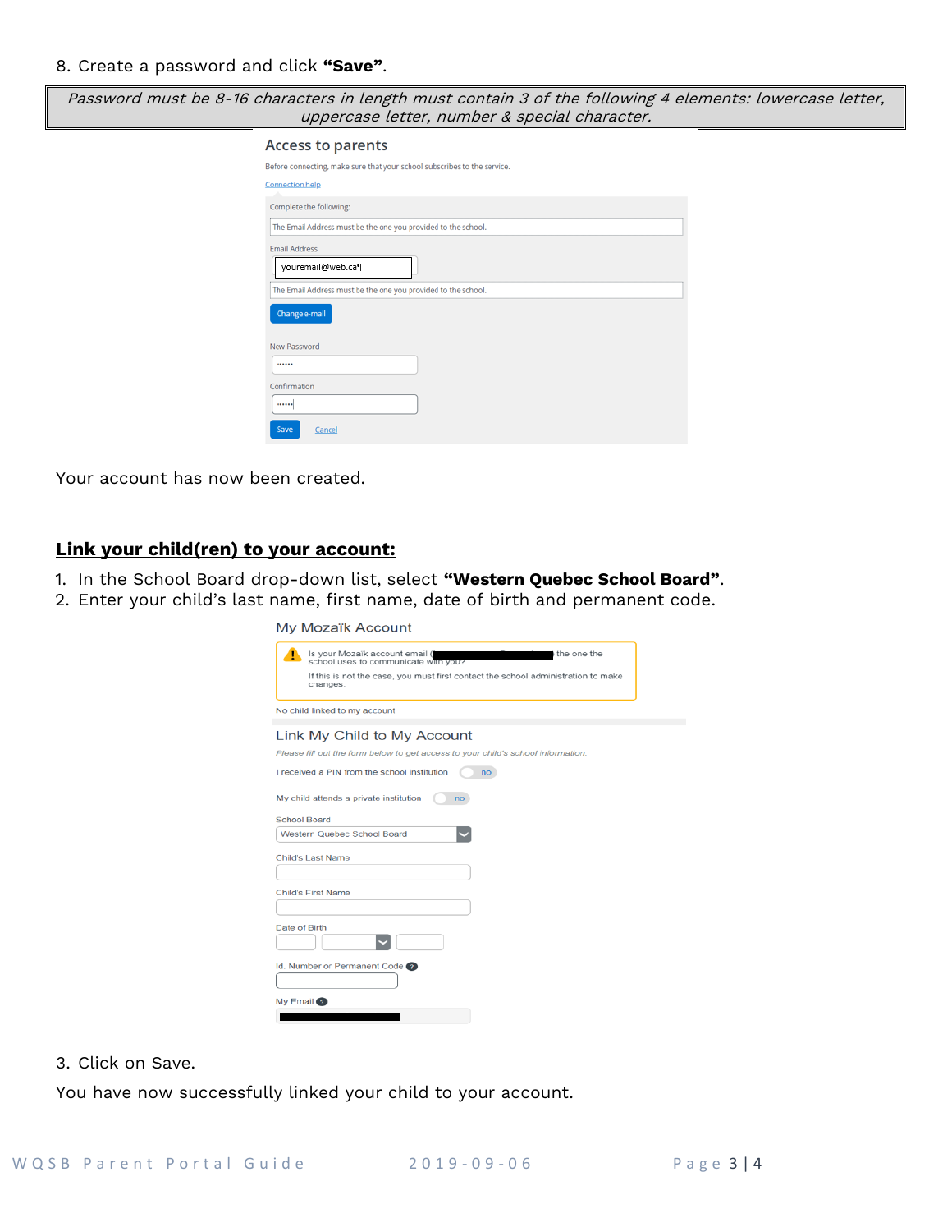8. Create a password and click **"Save"**.

| *Password must be 8-16 characters in length must contain 3 of the following 4 elements: lowercase letter, uppercase letter, number & special character.* |
| --- |

Your account has now been created.

## Link your child(ren) to your account:

1. In the School Board drop-down list, select **"Western Quebec School Board"**.
2. Enter your child's last name, first name, date of birth and permanent code.

3. Click on Save.

You have now successfully linked your child to your account.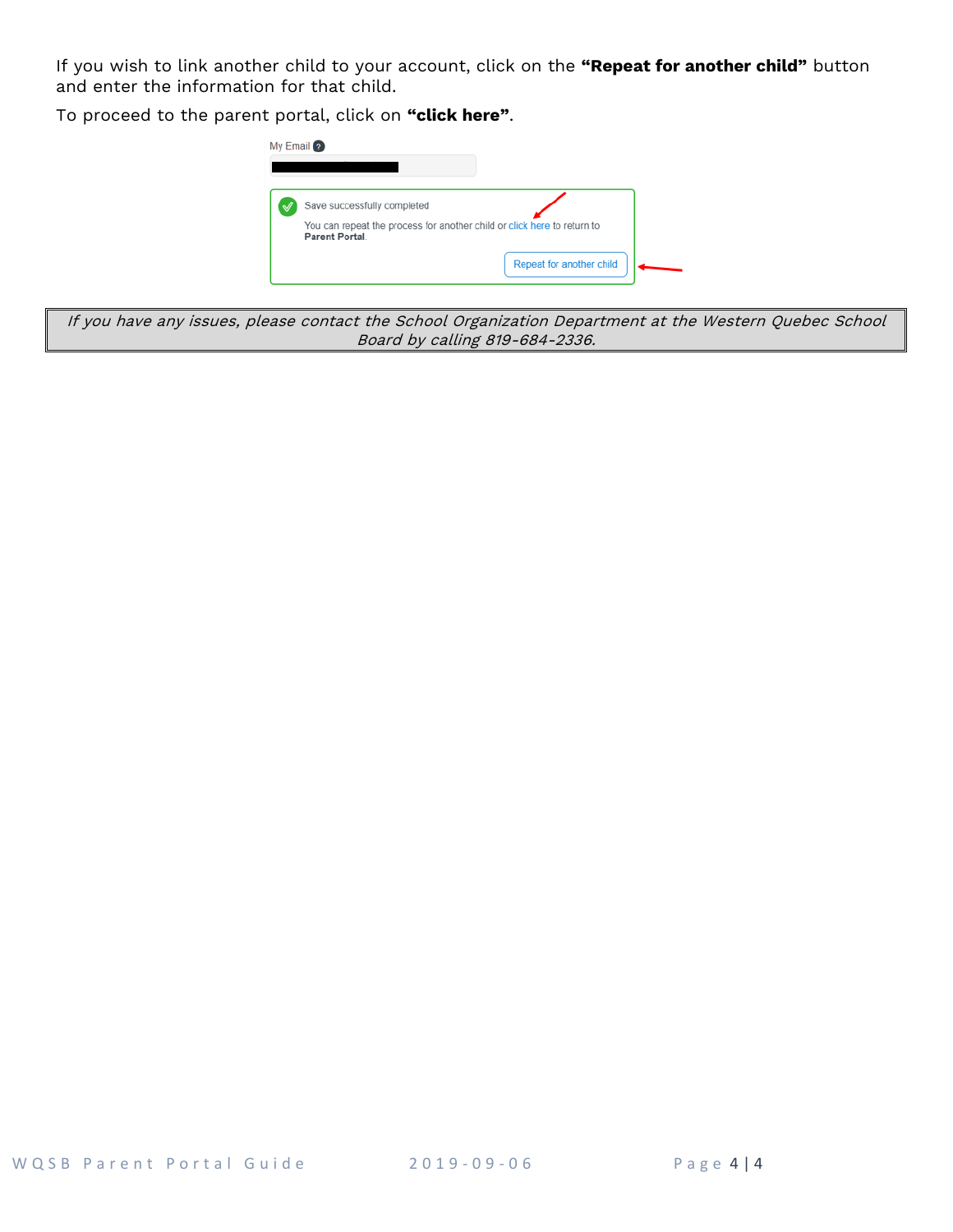If you wish to link another child to your account, click on the **“Repeat for another child”** button and enter the information for that child.

To proceed to the parent portal, click on **“click here”**.

My Email

Save successfully completed

You can repeat the process for another child or click here to return to **Parent Portal**.

Repeat for another child

*If you have any issues, please contact the School Organization Department at the Western Quebec School Board by calling 819-684-2336.*